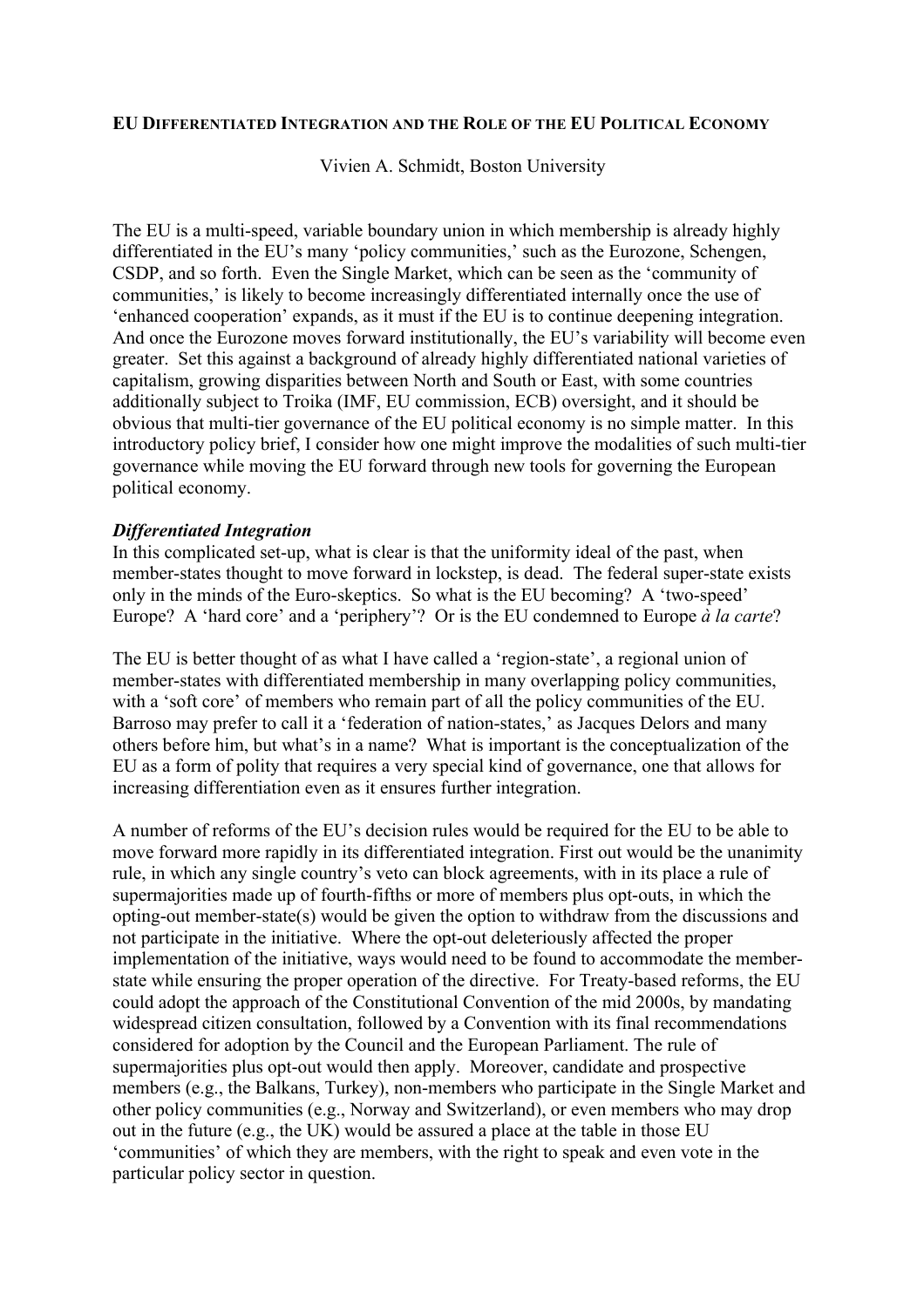# EU DIFFERENTIATED INTEGRATION AND THE ROLE OF THE EU POLITICAL ECONOMY

Vivien A. Schmidt, Boston University

The EU is a multi-speed, variable boundary union in which membership is already highly differentiated in the EU's many 'policy communities,' such as the Eurozone, Schengen, CSDP, and so forth. Even the Single Market, which can be seen as the 'community of communities,' is likely to become increasingly differentiated internally once the use of 'enhanced cooperation' expands, as it must if the EU is to continue deepening integration. And once the Eurozone moves forward institutionally, the EU's variability will become even greater. Set this against a background of already highly differentiated national varieties of capitalism, growing disparities between North and South or East, with some countries additionally subject to Troika (IMF, EU commission, ECB) oversight, and it should be obvious that multi-tier governance of the EU political economy is no simple matter. In this introductory policy brief, I consider how one might improve the modalities of such multi-tier governance while moving the EU forward through new tools for governing the European political economy.

### *Differentiated Integration*

In this complicated set-up, what is clear is that the uniformity ideal of the past, when member-states thought to move forward in lockstep, is dead. The federal super-state exists only in the minds of the Euro-skeptics. So what is the EU becoming? A 'two-speed' Europe? A 'hard core' and a 'periphery'? Or is the EU condemned to Europe *à la carte*?

The EU is better thought of as what I have called a 'region-state', a regional union of member-states with differentiated membership in many overlapping policy communities, with a 'soft core' of members who remain part of all the policy communities of the EU. Barroso may prefer to call it a 'federation of nation-states,' as Jacques Delors and many others before him, but what's in a name? What is important is the conceptualization of the EU as a form of polity that requires a very special kind of governance, one that allows for increasing differentiation even as it ensures further integration.

A number of reforms of the EU's decision rules would be required for the EU to be able to move forward more rapidly in its differentiated integration. First out would be the unanimity rule, in which any single country's veto can block agreements, with in its place a rule of supermajorities made up of fourth-fifths or more of members plus opt-outs, in which the opting-out member-state(s) would be given the option to withdraw from the discussions and not participate in the initiative. Where the opt-out deleteriously affected the proper implementation of the initiative, ways would need to be found to accommodate the member-state while ensuring the proper operation of the directive. For Treaty-based reforms, the EU could adopt the approach of the Constitutional Convention of the mid 2000s, by mandating widespread citizen consultation, followed by a Convention with its final recommendations considered for adoption by the Council and the European Parliament. The rule of supermajorities plus opt-out would then apply. Moreover, candidate and prospective members (e.g., the Balkans, Turkey), non-members who participate in the Single Market and other policy communities (e.g., Norway and Switzerland), or even members who may drop out in the future (e.g., the UK) would be assured a place at the table in those EU 'communities' of which they are members, with the right to speak and even vote in the particular policy sector in question.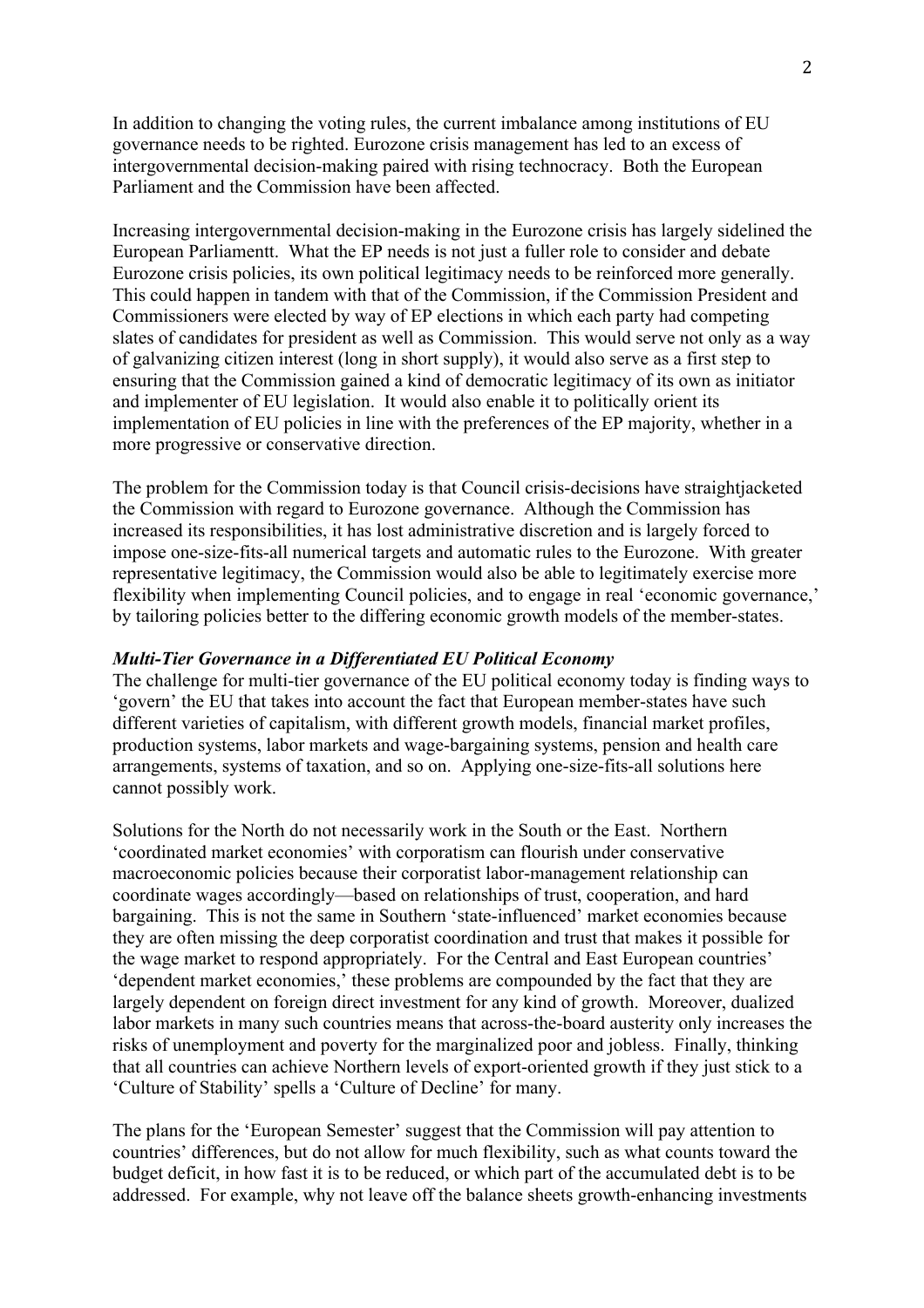In addition to changing the voting rules, the current imbalance among institutions of EU governance needs to be righted. Eurozone crisis management has led to an excess of intergovernmental decision-making paired with rising technocracy. Both the European Parliament and the Commission have been affected.

Increasing intergovernmental decision-making in the Eurozone crisis has largely sidelined the European Parliamentt. What the EP needs is not just a fuller role to consider and debate Eurozone crisis policies, its own political legitimacy needs to be reinforced more generally. This could happen in tandem with that of the Commission, if the Commission President and Commissioners were elected by way of EP elections in which each party had competing slates of candidates for president as well as Commission. This would serve not only as a way of galvanizing citizen interest (long in short supply), it would also serve as a first step to ensuring that the Commission gained a kind of democratic legitimacy of its own as initiator and implementer of EU legislation. It would also enable it to politically orient its implementation of EU policies in line with the preferences of the EP majority, whether in a more progressive or conservative direction.

The problem for the Commission today is that Council crisis-decisions have straightjacketed the Commission with regard to Eurozone governance. Although the Commission has increased its responsibilities, it has lost administrative discretion and is largely forced to impose one-size-fits-all numerical targets and automatic rules to the Eurozone. With greater representative legitimacy, the Commission would also be able to legitimately exercise more flexibility when implementing Council policies, and to engage in real 'economic governance,' by tailoring policies better to the differing economic growth models of the member-states.

***Multi-Tier Governance in a Differentiated EU Political Economy***

The challenge for multi-tier governance of the EU political economy today is finding ways to 'govern' the EU that takes into account the fact that European member-states have such different varieties of capitalism, with different growth models, financial market profiles, production systems, labor markets and wage-bargaining systems, pension and health care arrangements, systems of taxation, and so on. Applying one-size-fits-all solutions here cannot possibly work.

Solutions for the North do not necessarily work in the South or the East. Northern 'coordinated market economies' with corporatism can flourish under conservative macroeconomic policies because their corporatist labor-management relationship can coordinate wages accordingly—based on relationships of trust, cooperation, and hard bargaining. This is not the same in Southern 'state-influenced' market economies because they are often missing the deep corporatist coordination and trust that makes it possible for the wage market to respond appropriately. For the Central and East European countries' 'dependent market economies,' these problems are compounded by the fact that they are largely dependent on foreign direct investment for any kind of growth. Moreover, dualized labor markets in many such countries means that across-the-board austerity only increases the risks of unemployment and poverty for the marginalized poor and jobless. Finally, thinking that all countries can achieve Northern levels of export-oriented growth if they just stick to a 'Culture of Stability' spells a 'Culture of Decline' for many.

The plans for the 'European Semester' suggest that the Commission will pay attention to countries' differences, but do not allow for much flexibility, such as what counts toward the budget deficit, in how fast it is to be reduced, or which part of the accumulated debt is to be addressed. For example, why not leave off the balance sheets growth-enhancing investments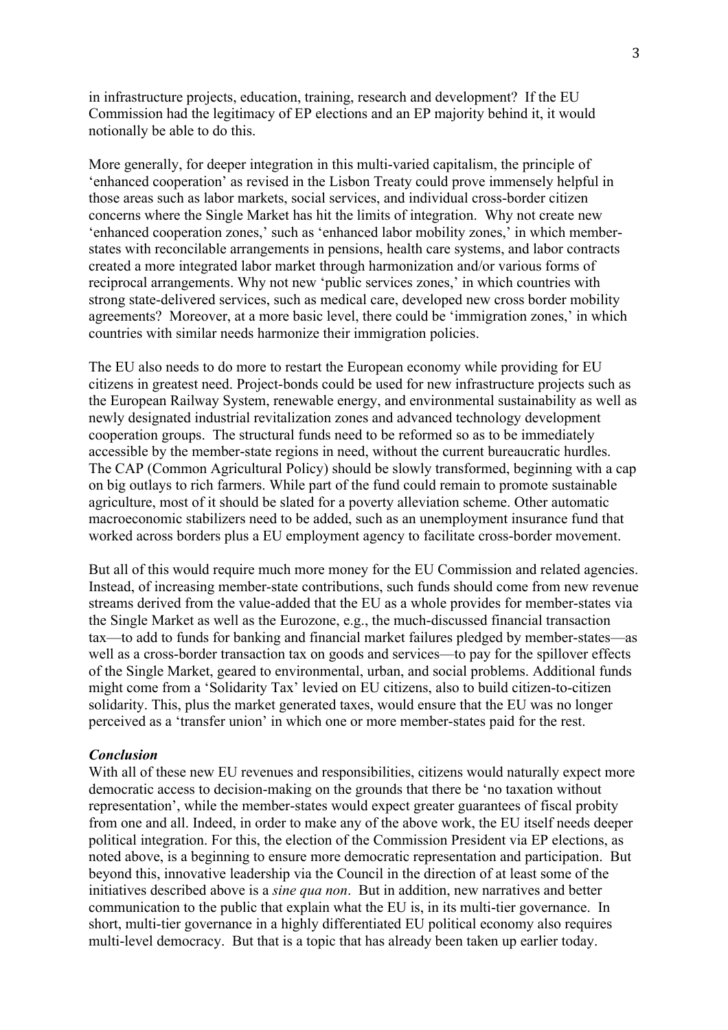in infrastructure projects, education, training, research and development? If the EU Commission had the legitimacy of EP elections and an EP majority behind it, it would notionally be able to do this.

More generally, for deeper integration in this multi-varied capitalism, the principle of 'enhanced cooperation' as revised in the Lisbon Treaty could prove immensely helpful in those areas such as labor markets, social services, and individual cross-border citizen concerns where the Single Market has hit the limits of integration. Why not create new 'enhanced cooperation zones,' such as 'enhanced labor mobility zones,' in which member-states with reconcilable arrangements in pensions, health care systems, and labor contracts created a more integrated labor market through harmonization and/or various forms of reciprocal arrangements. Why not new 'public services zones,' in which countries with strong state-delivered services, such as medical care, developed new cross border mobility agreements? Moreover, at a more basic level, there could be 'immigration zones,' in which countries with similar needs harmonize their immigration policies.

The EU also needs to do more to restart the European economy while providing for EU citizens in greatest need. Project-bonds could be used for new infrastructure projects such as the European Railway System, renewable energy, and environmental sustainability as well as newly designated industrial revitalization zones and advanced technology development cooperation groups. The structural funds need to be reformed so as to be immediately accessible by the member-state regions in need, without the current bureaucratic hurdles. The CAP (Common Agricultural Policy) should be slowly transformed, beginning with a cap on big outlays to rich farmers. While part of the fund could remain to promote sustainable agriculture, most of it should be slated for a poverty alleviation scheme. Other automatic macroeconomic stabilizers need to be added, such as an unemployment insurance fund that worked across borders plus a EU employment agency to facilitate cross-border movement.

But all of this would require much more money for the EU Commission and related agencies. Instead, of increasing member-state contributions, such funds should come from new revenue streams derived from the value-added that the EU as a whole provides for member-states via the Single Market as well as the Eurozone, e.g., the much-discussed financial transaction tax—to add to funds for banking and financial market failures pledged by member-states—as well as a cross-border transaction tax on goods and services—to pay for the spillover effects of the Single Market, geared to environmental, urban, and social problems. Additional funds might come from a 'Solidarity Tax' levied on EU citizens, also to build citizen-to-citizen solidarity. This, plus the market generated taxes, would ensure that the EU was no longer perceived as a 'transfer union' in which one or more member-states paid for the rest.

### *Conclusion*

With all of these new EU revenues and responsibilities, citizens would naturally expect more democratic access to decision-making on the grounds that there be 'no taxation without representation', while the member-states would expect greater guarantees of fiscal probity from one and all. Indeed, in order to make any of the above work, the EU itself needs deeper political integration. For this, the election of the Commission President via EP elections, as noted above, is a beginning to ensure more democratic representation and participation. But beyond this, innovative leadership via the Council in the direction of at least some of the initiatives described above is a *sine qua non*. But in addition, new narratives and better communication to the public that explain what the EU is, in its multi-tier governance. In short, multi-tier governance in a highly differentiated EU political economy also requires multi-level democracy. But that is a topic that has already been taken up earlier today.